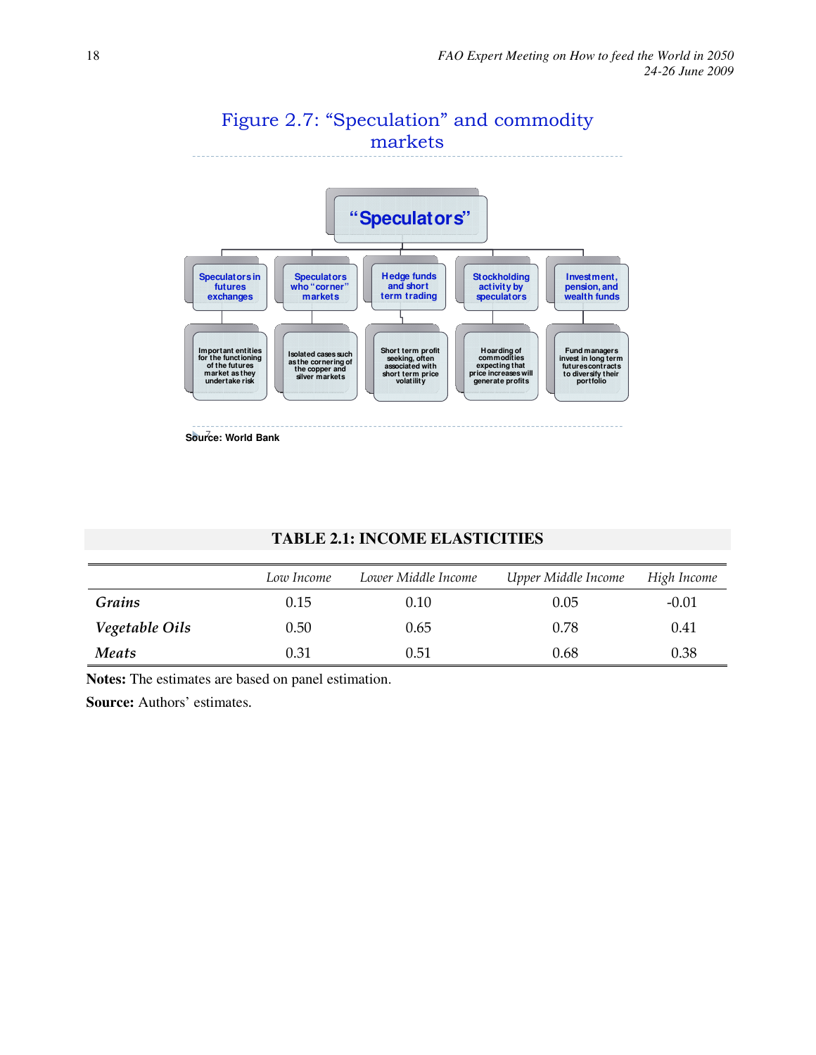# Figure 2.7: "Speculation" and commodity markets

"Speculators"

Speculators in futures exchanges

Important entities for the functioning of the futures market as they undertake risk

Speculators who "corner" markets

Isolated cases such as the cornering of the copper and silver markets

Hedge funds and short term trading

Short term profit seeking, often associated with short term price volatility

Stockholding activity by speculators

Hoarding of commodities expecting that price increases will generate profits

Investment, pension, and wealth funds

Fund managers invest in long term futures contracts to diversify their portfolio

**Source: World Bank**

## TABLE 2.1: INCOME ELASTICITIES

| | *Low Income* | *Lower Middle Income* | *Upper Middle Income* | *High Income* |
|---|---|---|---|---|
| ***Grains*** | 0.15 | 0.10 | 0.05 | -0.01 |
| ***Vegetable Oils*** | 0.50 | 0.65 | 0.78 | 0.41 |
| ***Meats*** | 0.31 | 0.51 | 0.68 | 0.38 |

**Notes:** The estimates are based on panel estimation.

**Source:** Authors' estimates.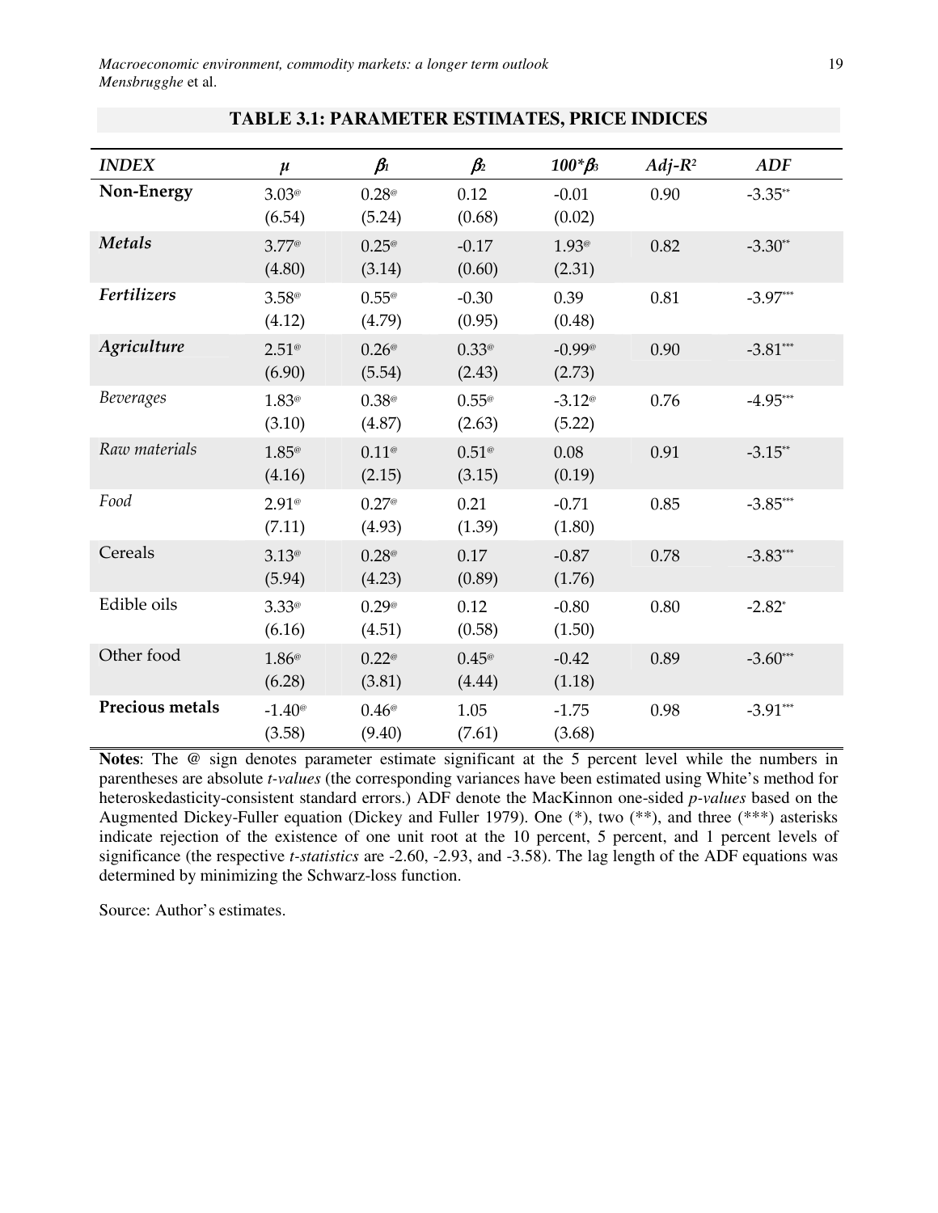## TABLE 3.1: PARAMETER ESTIMATES, PRICE INDICES

| *INDEX* | $\mu$ | $\beta_1$ | $\beta_2$ | $100*\beta_3$ | *Adj-R²* | *ADF* |
|---|---|---|---|---|---|---|
| **Non-Energy** | 3.03@ (6.54) | 0.28@ (5.24) | 0.12 (0.68) | -0.01 (0.02) | 0.90 | -3.35** |
| ***Metals*** | 3.77@ (4.80) | 0.25@ (3.14) | -0.17 (0.60) | 1.93@ (2.31) | 0.82 | -3.30** |
| ***Fertilizers*** | 3.58@ (4.12) | 0.55@ (4.79) | -0.30 (0.95) | 0.39 (0.48) | 0.81 | -3.97*** |
| ***Agriculture*** | 2.51@ (6.90) | 0.26@ (5.54) | 0.33@ (2.43) | -0.99@ (2.73) | 0.90 | -3.81*** |
| *Beverages* | 1.83@ (3.10) | 0.38@ (4.87) | 0.55@ (2.63) | -3.12@ (5.22) | 0.76 | -4.95*** |
| *Raw materials* | 1.85@ (4.16) | 0.11@ (2.15) | 0.51@ (3.15) | 0.08 (0.19) | 0.91 | -3.15** |
| *Food* | 2.91@ (7.11) | 0.27@ (4.93) | 0.21 (1.39) | -0.71 (1.80) | 0.85 | -3.85*** |
| Cereals | 3.13@ (5.94) | 0.28@ (4.23) | 0.17 (0.89) | -0.87 (1.76) | 0.78 | -3.83*** |
| Edible oils | 3.33@ (6.16) | 0.29@ (4.51) | 0.12 (0.58) | -0.80 (1.50) | 0.80 | -2.82* |
| Other food | 1.86@ (6.28) | 0.22@ (3.81) | 0.45@ (4.44) | -0.42 (1.18) | 0.89 | -3.60*** |
| **Precious metals** | -1.40@ (3.58) | 0.46@ (9.40) | 1.05 (7.61) | -1.75 (3.68) | 0.98 | -3.91*** |

**Notes**: The @ sign denotes parameter estimate significant at the 5 percent level while the numbers in parentheses are absolute *t-values* (the corresponding variances have been estimated using White's method for heteroskedasticity-consistent standard errors.) ADF denote the MacKinnon one-sided *p-values* based on the Augmented Dickey-Fuller equation (Dickey and Fuller 1979). One (*), two (**), and three (***) asterisks indicate rejection of the existence of one unit root at the 10 percent, 5 percent, and 1 percent levels of significance (the respective *t-statistics* are -2.60, -2.93, and -3.58). The lag length of the ADF equations was determined by minimizing the Schwarz-loss function.

Source: Author's estimates.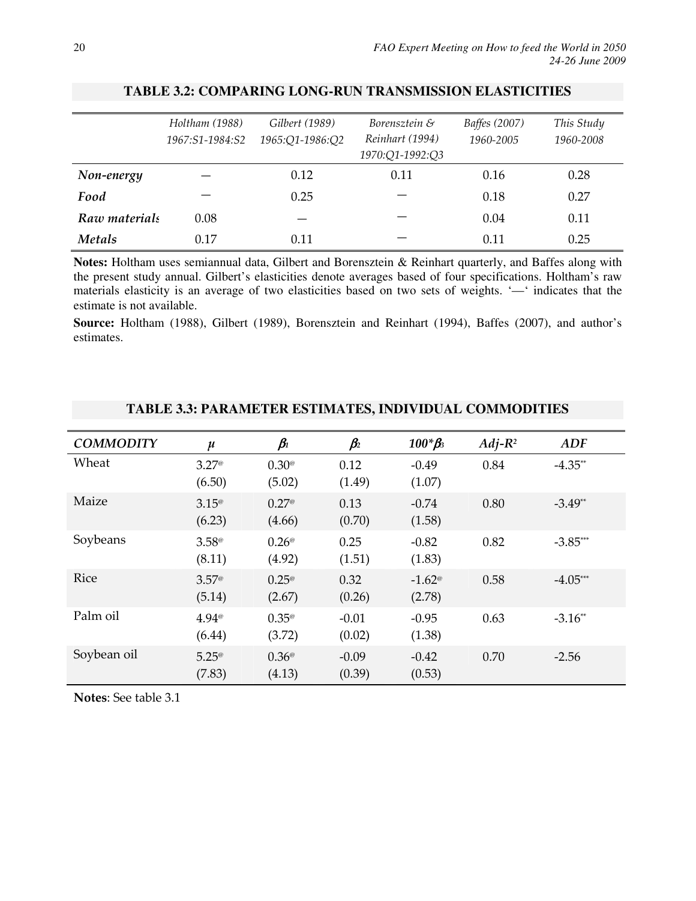**TABLE 3.2: COMPARING LONG-RUN TRANSMISSION ELASTICITIES**

| | *Holtham (1988) 1967:S1-1984:S2* | *Gilbert (1989) 1965:Q1-1986:Q2* | *Borensztein & Reinhart (1994) 1970:Q1-1992:Q3* | *Baffes (2007) 1960-2005* | *This Study 1960-2008* |
|---|---|---|---|---|---|
| ***Non-energy*** | — | 0.12 | 0.11 | 0.16 | 0.28 |
| ***Food*** | — | 0.25 | — | 0.18 | 0.27 |
| ***Raw materials*** | 0.08 | — | — | 0.04 | 0.11 |
| ***Metals*** | 0.17 | 0.11 | — | 0.11 | 0.25 |

**Notes:** Holtham uses semiannual data, Gilbert and Borensztein & Reinhart quarterly, and Baffes along with the present study annual. Gilbert's elasticities denote averages based of four specifications. Holtham's raw materials elasticity is an average of two elasticities based on two sets of weights. '—' indicates that the estimate is not available.

**Source:** Holtham (1988), Gilbert (1989), Borensztein and Reinhart (1994), Baffes (2007), and author's estimates.

**TABLE 3.3: PARAMETER ESTIMATES, INDIVIDUAL COMMODITIES**

| *COMMODITY* | $\mu$ | $\beta_1$ | $\beta_2$ | $100^*\beta_3$ | $Adj\text{-}R^2$ | *ADF* |
|---|---|---|---|---|---|---|
| Wheat | 3.27[@] (6.50) | 0.30[@] (5.02) | 0.12 (1.49) | -0.49 (1.07) | 0.84 | -4.35[**] |
| Maize | 3.15[@] (6.23) | 0.27[@] (4.66) | 0.13 (0.70) | -0.74 (1.58) | 0.80 | -3.49[**] |
| Soybeans | 3.58[@] (8.11) | 0.26[@] (4.92) | 0.25 (1.51) | -0.82 (1.83) | 0.82 | -3.85[***] |
| Rice | 3.57[@] (5.14) | 0.25[@] (2.67) | 0.32 (0.26) | -1.62[@] (2.78) | 0.58 | -4.05[***] |
| Palm oil | 4.94[@] (6.44) | 0.35[@] (3.72) | -0.01 (0.02) | -0.95 (1.38) | 0.63 | -3.16[**] |
| Soybean oil | 5.25[@] (7.83) | 0.36[@] (4.13) | -0.09 (0.39) | -0.42 (0.53) | 0.70 | -2.56 |

**Notes**: See table 3.1